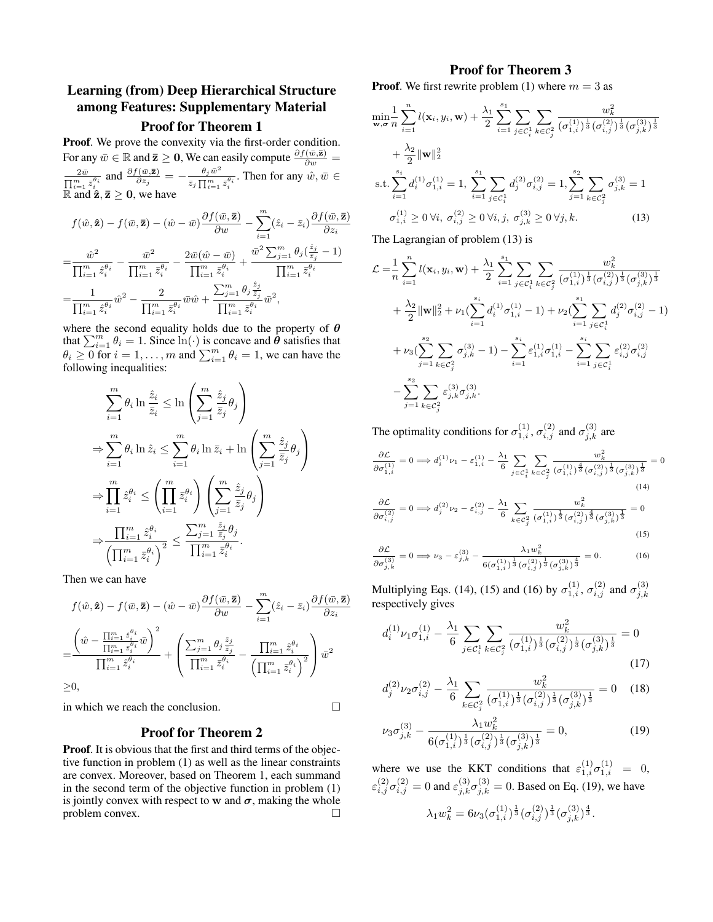# Learning (from) Deep Hierarchical Structure among Features: Supplementary Material

## Proof for Theorem 1

**Proof**. We prove the convexity via the first-order condition. For any $\bar{w} \in \mathbb{R}$ and $\bar{\mathbf{z}} \geq \mathbf{0}$, We can easily compute $\frac{\partial f(\bar{w}, \bar{\mathbf{z}})}{\partial w} = \frac{2\bar{w}}{\prod_{i=1}^m \bar{z}_i^{\theta_i}}$ and $\frac{\partial f(\bar{w}, \bar{\mathbf{z}})}{\partial z_j} = -\frac{\theta_j \bar{w}^2}{\bar{z}_j \prod_{i=1}^m \bar{z}_i^{\theta_i}}$. Then for any $\hat{w}, \bar{w} \in \mathbb{R}$ and $\hat{\mathbf{z}}, \bar{\mathbf{z}} \geq \mathbf{0}$, we have

$$
\begin{aligned}
& f(\hat{w}, \hat{\mathbf{z}}) - f(\bar{w}, \bar{\mathbf{z}}) - (\hat{w} - \bar{w}) \frac{\partial f(\bar{w}, \bar{\mathbf{z}})}{\partial w} - \sum_{i=1}^m (\hat{z}_i - \bar{z}_i) \frac{\partial f(\bar{w}, \bar{\mathbf{z}})}{\partial z_i} \\
= & \frac{\hat{w}^2}{\prod_{i=1}^m \hat{z}_i^{\theta_i}} - \frac{\bar{w}^2}{\prod_{i=1}^m \bar{z}_i^{\theta_i}} - \frac{2\bar{w}(\hat{w} - \bar{w})}{\prod_{i=1}^m \bar{z}_i^{\theta_i}} + \frac{\bar{w}^2 \sum_{j=1}^m \theta_j (\frac{\hat{z}_j}{\bar{z}_j} - 1)}{\prod_{i=1}^m \bar{z}_i^{\theta_i}} \\
= & \frac{1}{\prod_{i=1}^m \hat{z}_i^{\theta_i}} \hat{w}^2 - \frac{2}{\prod_{i=1}^m \bar{z}_i^{\theta_i}} \bar{w}\hat{w} + \frac{\sum_{j=1}^m \theta_j \frac{\hat{z}_j}{\bar{z}_j}}{\prod_{i=1}^m \bar{z}_i^{\theta_i}} \bar{w}^2,
\end{aligned}
$$

where the second equality holds due to the property of $\boldsymbol{\theta}$ that $\sum_{i=1}^m \theta_i = 1$. Since $\ln(\cdot)$ is concave and $\boldsymbol{\theta}$ satisfies that $\theta_i \geq 0$ for $i = 1, \ldots, m$ and $\sum_{i=1}^m \theta_i = 1$, we can have the following inequalities:

$$
\begin{aligned}
& \sum_{i=1}^m \theta_i \ln \frac{\hat{z}_i}{\bar{z}_i} \leq \ln \left( \sum_{j=1}^m \frac{\hat{z}_j}{\bar{z}_j} \theta_j \right) \\
\Rightarrow & \sum_{i=1}^m \theta_i \ln \hat{z}_i \leq \sum_{i=1}^m \theta_i \ln \bar{z}_i + \ln \left( \sum_{j=1}^m \frac{\hat{z}_j}{\bar{z}_j} \theta_j \right) \\
\Rightarrow & \prod_{i=1}^m \hat{z}_i^{\theta_i} \leq \left( \prod_{i=1}^m \bar{z}_i^{\theta_i} \right) \left( \sum_{j=1}^m \frac{\hat{z}_j}{\bar{z}_j} \theta_j \right) \\
\Rightarrow & \frac{\prod_{i=1}^m \hat{z}_i^{\theta_i}}{\left( \prod_{i=1}^m \bar{z}_i^{\theta_i} \right)^2} \leq \frac{\sum_{j=1}^m \frac{\hat{z}_j}{\bar{z}_j} \theta_j}{\prod_{i=1}^m \bar{z}_i^{\theta_i}}.
\end{aligned}
$$

Then we can have

$$
\begin{aligned}
& f(\hat{w}, \hat{\mathbf{z}}) - f(\bar{w}, \bar{\mathbf{z}}) - (\hat{w} - \bar{w}) \frac{\partial f(\bar{w}, \bar{\mathbf{z}})}{\partial w} - \sum_{i=1}^m (\hat{z}_i - \bar{z}_i) \frac{\partial f(\bar{w}, \bar{\mathbf{z}})}{\partial z_i} \\
= & \frac{\left( \hat{w} - \frac{\prod_{i=1}^m \hat{z}_i^{\theta_i}}{\prod_{i=1}^m \bar{z}_i^{\theta_i}} \bar{w} \right)^2}{\prod_{i=1}^m \hat{z}_i^{\theta_i}} + \left( \frac{\sum_{j=1}^m \theta_j \frac{\hat{z}_j}{\bar{z}_j}}{\prod_{i=1}^m \bar{z}_i^{\theta_i}} - \frac{\prod_{i=1}^m \hat{z}_i^{\theta_i}}{\left( \prod_{i=1}^m \bar{z}_i^{\theta_i} \right)^2} \right) \bar{w}^2 \\
\geq & 0,
\end{aligned}
$$

in which we reach the conclusion. $\square$

## Proof for Theorem 2

**Proof**. It is obvious that the first and third terms of the objective function in problem (1) as well as the linear constraints are convex. Moreover, based on Theorem 1, each summand in the second term of the objective function in problem (1) is jointly convex with respect to $\mathbf{w}$ and $\boldsymbol{\sigma}$, making the whole problem convex. $\square$

## Proof for Theorem 3

**Proof**. We first rewrite problem (1) where $m = 3$ as

$$
\begin{aligned}
\min_{\mathbf{w}, \boldsymbol{\sigma}} & \frac{1}{n} \sum_{i=1}^n l(\mathbf{x}_i, y_i, \mathbf{w}) + \frac{\lambda_1}{2} \sum_{i=1}^{s_1} \sum_{j \in \mathcal{C}_i^1} \sum_{k \in \mathcal{C}_j^2} \frac{w_k^2}{(\sigma_{1,i}^{(1)})^{\frac{1}{3}} (\sigma_{i,j}^{(2)})^{\frac{1}{3}} (\sigma_{j,k}^{(3)})^{\frac{1}{3}}} \\
& + \frac{\lambda_2}{2} \|\mathbf{w}\|_2^2 \\
\text{s.t.} & \sum_{i=1}^{s_i} d_i^{(1)} \sigma_{1,i}^{(1)} = 1, \ \sum_{i=1}^{s_1} \sum_{j \in \mathcal{C}_i^1} d_j^{(2)} \sigma_{i,j}^{(2)} = 1, \sum_{j=1}^{s_2} \sum_{k \in \mathcal{C}_j^2} \sigma_{j,k}^{(3)} = 1 \\
& \sigma_{1,i}^{(1)} \geq 0 \ \forall i, \ \sigma_{i,j}^{(2)} \geq 0 \ \forall i, j, \ \sigma_{j,k}^{(3)} \geq 0 \ \forall j, k. \qquad (13)
\end{aligned}
$$

The Lagrangian of problem (13) is

$$
\begin{aligned}
\mathcal{L} = & \frac{1}{n} \sum_{i=1}^n l(\mathbf{x}_i, y_i, \mathbf{w}) + \frac{\lambda_1}{2} \sum_{i=1}^{s_1} \sum_{j \in \mathcal{C}_i^1} \sum_{k \in \mathcal{C}_j^2} \frac{w_k^2}{(\sigma_{1,i}^{(1)})^{\frac{1}{3}} (\sigma_{i,j}^{(2)})^{\frac{1}{3}} (\sigma_{j,k}^{(3)})^{\frac{1}{3}}} \\
& + \frac{\lambda_2}{2} \|\mathbf{w}\|_2^2 + \nu_1 (\sum_{i=1}^{s_i} d_i^{(1)} \sigma_{1,i}^{(1)} - 1) + \nu_2 (\sum_{i=1}^{s_1} \sum_{j \in \mathcal{C}_i^1} d_j^{(2)} \sigma_{i,j}^{(2)} - 1) \\
& + \nu_3 (\sum_{j=1}^{s_2} \sum_{k \in \mathcal{C}_j^2} \sigma_{j,k}^{(3)} - 1) - \sum_{i=1}^{s_i} \varepsilon_{1,i}^{(1)} \sigma_{1,i}^{(1)} - \sum_{i=1}^{s_i} \sum_{j \in \mathcal{C}_i^1} \varepsilon_{i,j}^{(2)} \sigma_{i,j}^{(2)} \\
& - \sum_{j=1}^{s_2} \sum_{k \in \mathcal{C}_j^2} \varepsilon_{j,k}^{(3)} \sigma_{j,k}^{(3)}.
\end{aligned}
$$

The optimality conditions for $\sigma_{1,i}^{(1)}$, $\sigma_{i,j}^{(2)}$ and $\sigma_{j,k}^{(3)}$ are

$$
\frac{\partial \mathcal{L}}{\partial \sigma_{1,i}^{(1)}} = 0 \Longrightarrow d_i^{(1)} \nu_1 - \varepsilon_{1,i}^{(1)} - \frac{\lambda_1}{6} \sum_{j \in \mathcal{C}_i^1} \sum_{k \in \mathcal{C}_j^2} \frac{w_k^2}{(\sigma_{1,i}^{(1)})^{\frac{4}{3}} (\sigma_{i,j}^{(2)})^{\frac{1}{3}} (\sigma_{j,k}^{(3)})^{\frac{1}{3}}} = 0 \qquad (14)
$$

$$
\frac{\partial \mathcal{L}}{\partial \sigma_{i,j}^{(2)}} = 0 \Longrightarrow d_j^{(2)} \nu_2 - \varepsilon_{i,j}^{(2)} - \frac{\lambda_1}{6} \sum_{k \in \mathcal{C}_j^2} \frac{w_k^2}{(\sigma_{1,i}^{(1)})^{\frac{1}{3}} (\sigma_{i,j}^{(2)})^{\frac{4}{3}} (\sigma_{j,k}^{(3)})^{\frac{1}{3}}} = 0 \qquad (15)
$$

$$
\frac{\partial \mathcal{L}}{\partial \sigma_{j,k}^{(3)}} = 0 \Longrightarrow \nu_3 - \varepsilon_{j,k}^{(3)} - \frac{\lambda_1 w_k^2}{6 (\sigma_{1,i}^{(1)})^{\frac{1}{3}} (\sigma_{i,j}^{(2)})^{\frac{1}{3}} (\sigma_{j,k}^{(3)})^{\frac{4}{3}}} = 0. \qquad (16)
$$

Multiplying Eqs. (14), (15) and (16) by $\sigma_{1,i}^{(1)}$, $\sigma_{i,j}^{(2)}$ and $\sigma_{j,k}^{(3)}$ respectively gives

$$
d_i^{(1)} \nu_1 \sigma_{1,i}^{(1)} - \frac{\lambda_1}{6} \sum_{j \in \mathcal{C}_i^1} \sum_{k \in \mathcal{C}_j^2} \frac{w_k^2}{(\sigma_{1,i}^{(1)})^{\frac{1}{3}} (\sigma_{i,j}^{(2)})^{\frac{1}{3}} (\sigma_{j,k}^{(3)})^{\frac{1}{3}}} = 0 \qquad (17)
$$

$$
d_j^{(2)} \nu_2 \sigma_{i,j}^{(2)} - \frac{\lambda_1}{6} \sum_{k \in \mathcal{C}_j^2} \frac{w_k^2}{(\sigma_{1,i}^{(1)})^{\frac{1}{3}} (\sigma_{i,j}^{(2)})^{\frac{1}{3}} (\sigma_{j,k}^{(3)})^{\frac{1}{3}}} = 0 \qquad (18)
$$

$$
\nu_3 \sigma_{j,k}^{(3)} - \frac{\lambda_1 w_k^2}{6 (\sigma_{1,i}^{(1)})^{\frac{1}{3}} (\sigma_{i,j}^{(2)})^{\frac{1}{3}} (\sigma_{j,k}^{(3)})^{\frac{1}{3}}} = 0, \qquad (19)
$$

where we use the KKT conditions that $\varepsilon_{1,i}^{(1)} \sigma_{1,i}^{(1)} = 0$, $\varepsilon_{i,j}^{(2)} \sigma_{i,j}^{(2)} = 0$ and $\varepsilon_{j,k}^{(3)} \sigma_{j,k}^{(3)} = 0$. Based on Eq. (19), we have

$$
\lambda_1 w_k^2 = 6 \nu_3 (\sigma_{1,i}^{(1)})^{\frac{1}{3}} (\sigma_{i,j}^{(2)})^{\frac{1}{3}} (\sigma_{j,k}^{(3)})^{\frac{4}{3}}.
$$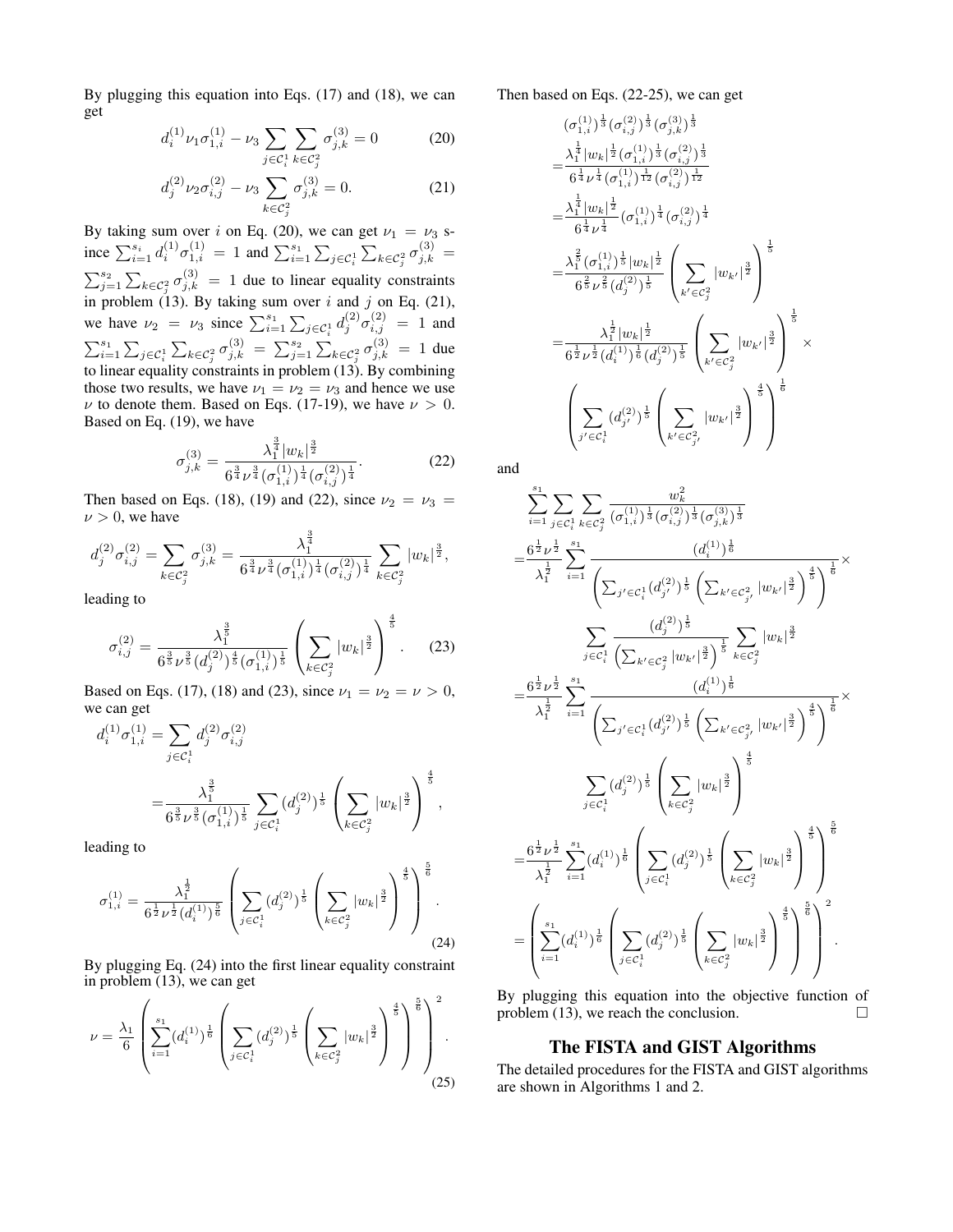By plugging this equation into Eqs. (17) and (18), we can get

$$d_i^{(1)}\nu_1\sigma_{1,i}^{(1)} - \nu_3 \sum_{j\in\mathcal{C}_i^1}\sum_{k\in\mathcal{C}_j^2}\sigma_{j,k}^{(3)} = 0 \tag{20}$$

$$d_j^{(2)}\nu_2\sigma_{i,j}^{(2)} - \nu_3 \sum_{k\in\mathcal{C}_j^2}\sigma_{j,k}^{(3)} = 0. \tag{21}$$

By taking sum over $i$ on Eq. (20), we can get $\nu_1 = \nu_3$ since $\sum_{i=1}^{s_i} d_i^{(1)}\sigma_{1,i}^{(1)} = 1$ and $\sum_{i=1}^{s_1}\sum_{j\in\mathcal{C}_i^1}\sum_{k\in\mathcal{C}_j^2}\sigma_{j,k}^{(3)} = \sum_{j=1}^{s_2}\sum_{k\in\mathcal{C}_j^2}\sigma_{j,k}^{(3)} = 1$ due to linear equality constraints in problem (13). By taking sum over $i$ and $j$ on Eq. (21), we have $\nu_2 = \nu_3$ since $\sum_{i=1}^{s_1}\sum_{j\in\mathcal{C}_i^1} d_j^{(2)}\sigma_{i,j}^{(2)} = 1$ and $\sum_{i=1}^{s_1}\sum_{j\in\mathcal{C}_i^1}\sum_{k\in\mathcal{C}_j^2}\sigma_{j,k}^{(3)} = \sum_{j=1}^{s_2}\sum_{k\in\mathcal{C}_j^2}\sigma_{j,k}^{(3)} = 1$ due to linear equality constraints in problem (13). By combining those two results, we have $\nu_1 = \nu_2 = \nu_3$ and hence we use $\nu$ to denote them. Based on Eqs. (17-19), we have $\nu > 0$. Based on Eq. (19), we have

$$\sigma_{j,k}^{(3)} = \frac{\lambda_1^{\frac{3}{4}}|w_k|^{\frac{3}{2}}}{6^{\frac{3}{4}}\nu^{\frac{3}{4}}(\sigma_{1,i}^{(1)})^{\frac{1}{4}}(\sigma_{i,j}^{(2)})^{\frac{1}{4}}}. \tag{22}$$

Then based on Eqs. (18), (19) and (22), since $\nu_2 = \nu_3 = \nu > 0$, we have

$$d_j^{(2)}\sigma_{i,j}^{(2)} = \sum_{k\in\mathcal{C}_j^2}\sigma_{j,k}^{(3)} = \frac{\lambda_1^{\frac{3}{4}}}{6^{\frac{3}{4}}\nu^{\frac{3}{4}}(\sigma_{1,i}^{(1)})^{\frac{1}{4}}(\sigma_{i,j}^{(2)})^{\frac{1}{4}}}\sum_{k\in\mathcal{C}_j^2}|w_k|^{\frac{3}{2}},$$

leading to

$$\sigma_{i,j}^{(2)} = \frac{\lambda_1^{\frac{3}{5}}}{6^{\frac{3}{5}}\nu^{\frac{3}{5}}(d_j^{(2)})^{\frac{4}{5}}(\sigma_{1,i}^{(1)})^{\frac{1}{5}}}\left(\sum_{k\in\mathcal{C}_j^2}|w_k|^{\frac{3}{2}}\right)^{\frac{4}{5}}. \tag{23}$$

Based on Eqs. (17), (18) and (23), since $\nu_1 = \nu_2 = \nu > 0$, we can get

$$\begin{aligned}
d_i^{(1)}\sigma_{1,i}^{(1)} &= \sum_{j\in\mathcal{C}_i^1} d_j^{(2)}\sigma_{i,j}^{(2)} \\
&= \frac{\lambda_1^{\frac{3}{5}}}{6^{\frac{3}{5}}\nu^{\frac{3}{5}}(\sigma_{1,i}^{(1)})^{\frac{1}{5}}}\sum_{j\in\mathcal{C}_i^1}(d_j^{(2)})^{\frac{1}{5}}\left(\sum_{k\in\mathcal{C}_j^2}|w_k|^{\frac{3}{2}}\right)^{\frac{4}{5}},
\end{aligned}$$

leading to

$$\sigma_{1,i}^{(1)} = \frac{\lambda_1^{\frac{1}{2}}}{6^{\frac{1}{2}}\nu^{\frac{1}{2}}(d_i^{(1)})^{\frac{5}{6}}}\left(\sum_{j\in\mathcal{C}_i^1}(d_j^{(2)})^{\frac{1}{5}}\left(\sum_{k\in\mathcal{C}_j^2}|w_k|^{\frac{3}{2}}\right)^{\frac{4}{5}}\right)^{\frac{5}{6}}. \tag{24}$$

By plugging Eq. (24) into the first linear equality constraint in problem (13), we can get

$$\nu = \frac{\lambda_1}{6}\left(\sum_{i=1}^{s_1}(d_i^{(1)})^{\frac{1}{6}}\left(\sum_{j\in\mathcal{C}_i^1}(d_j^{(2)})^{\frac{1}{5}}\left(\sum_{k\in\mathcal{C}_j^2}|w_k|^{\frac{3}{2}}\right)^{\frac{4}{5}}\right)^{\frac{5}{6}}\right)^2. \tag{25}$$

Then based on Eqs. (22-25), we can get

$$\begin{aligned}
&(\sigma_{1,i}^{(1)})^{\frac{1}{3}}(\sigma_{i,j}^{(2)})^{\frac{1}{3}}(\sigma_{j,k}^{(3)})^{\frac{1}{3}} \\
=&\frac{\lambda_1^{\frac{1}{4}}|w_k|^{\frac{1}{2}}(\sigma_{1,i}^{(1)})^{\frac{1}{3}}(\sigma_{i,j}^{(2)})^{\frac{1}{3}}}{6^{\frac{1}{4}}\nu^{\frac{1}{4}}(\sigma_{1,i}^{(1)})^{\frac{1}{12}}(\sigma_{i,j}^{(2)})^{\frac{1}{12}}} \\
=&\frac{\lambda_1^{\frac{1}{4}}|w_k|^{\frac{1}{2}}}{6^{\frac{1}{4}}\nu^{\frac{1}{4}}}(\sigma_{1,i}^{(1)})^{\frac{1}{4}}(\sigma_{i,j}^{(2)})^{\frac{1}{4}} \\
=&\frac{\lambda_1^{\frac{2}{5}}(\sigma_{1,i}^{(1)})^{\frac{1}{5}}|w_k|^{\frac{1}{2}}}{6^{\frac{2}{5}}\nu^{\frac{2}{5}}(d_j^{(2)})^{\frac{1}{5}}}\left(\sum_{k'\in\mathcal{C}_j^2}|w_{k'}|^{\frac{3}{2}}\right)^{\frac{1}{5}} \\
=&\frac{\lambda_1^{\frac{1}{2}}|w_k|^{\frac{1}{2}}}{6^{\frac{1}{2}}\nu^{\frac{1}{2}}(d_i^{(1)})^{\frac{1}{6}}(d_j^{(2)})^{\frac{1}{5}}}\left(\sum_{k'\in\mathcal{C}_j^2}|w_{k'}|^{\frac{3}{2}}\right)^{\frac{1}{5}}\times \\
&\left(\sum_{j'\in\mathcal{C}_i^1}(d_{j'}^{(2)})^{\frac{1}{5}}\left(\sum_{k'\in\mathcal{C}_{j'}^2}|w_{k'}|^{\frac{3}{2}}\right)^{\frac{4}{5}}\right)^{\frac{1}{6}}
\end{aligned}$$

and

$$\begin{aligned}
&\sum_{i=1}^{s_1}\sum_{j\in\mathcal{C}_i^1}\sum_{k\in\mathcal{C}_j^2}\frac{w_k^2}{(\sigma_{1,i}^{(1)})^{\frac{1}{3}}(\sigma_{i,j}^{(2)})^{\frac{1}{3}}(\sigma_{j,k}^{(3)})^{\frac{1}{3}}} \\
=&\frac{6^{\frac{1}{2}}\nu^{\frac{1}{2}}}{\lambda_1^{\frac{1}{2}}}\sum_{i=1}^{s_1}\frac{(d_i^{(1)})^{\frac{1}{6}}}{\left(\sum_{j'\in\mathcal{C}_i^1}(d_{j'}^{(2)})^{\frac{1}{5}}\left(\sum_{k'\in\mathcal{C}_{j'}^2}|w_{k'}|^{\frac{3}{2}}\right)^{\frac{4}{5}}\right)^{\frac{1}{6}}}\times \\
&\sum_{j\in\mathcal{C}_i^1}\frac{(d_j^{(2)})^{\frac{1}{5}}}{\left(\sum_{k'\in\mathcal{C}_j^2}|w_{k'}|^{\frac{3}{2}}\right)^{\frac{1}{5}}}\sum_{k\in\mathcal{C}_j^2}|w_k|^{\frac{3}{2}} \\
=&\frac{6^{\frac{1}{2}}\nu^{\frac{1}{2}}}{\lambda_1^{\frac{1}{2}}}\sum_{i=1}^{s_1}\frac{(d_i^{(1)})^{\frac{1}{6}}}{\left(\sum_{j'\in\mathcal{C}_i^1}(d_{j'}^{(2)})^{\frac{1}{5}}\left(\sum_{k'\in\mathcal{C}_{j'}^2}|w_{k'}|^{\frac{3}{2}}\right)^{\frac{4}{5}}\right)^{\frac{1}{6}}}\times \\
&\sum_{j\in\mathcal{C}_i^1}(d_j^{(2)})^{\frac{1}{5}}\left(\sum_{k\in\mathcal{C}_j^2}|w_k|^{\frac{3}{2}}\right)^{\frac{4}{5}} \\
=&\frac{6^{\frac{1}{2}}\nu^{\frac{1}{2}}}{\lambda_1^{\frac{1}{2}}}\sum_{i=1}^{s_1}(d_i^{(1)})^{\frac{1}{6}}\left(\sum_{j\in\mathcal{C}_i^1}(d_j^{(2)})^{\frac{1}{5}}\left(\sum_{k\in\mathcal{C}_j^2}|w_k|^{\frac{3}{2}}\right)^{\frac{4}{5}}\right)^{\frac{5}{6}} \\
=&\left(\sum_{i=1}^{s_1}(d_i^{(1)})^{\frac{1}{6}}\left(\sum_{j\in\mathcal{C}_i^1}(d_j^{(2)})^{\frac{1}{5}}\left(\sum_{k\in\mathcal{C}_j^2}|w_k|^{\frac{3}{2}}\right)^{\frac{4}{5}}\right)^{\frac{5}{6}}\right)^2.
\end{aligned}$$

By plugging this equation into the objective function of problem (13), we reach the conclusion. □

## The FISTA and GIST Algorithms

The detailed procedures for the FISTA and GIST algorithms are shown in Algorithms 1 and 2.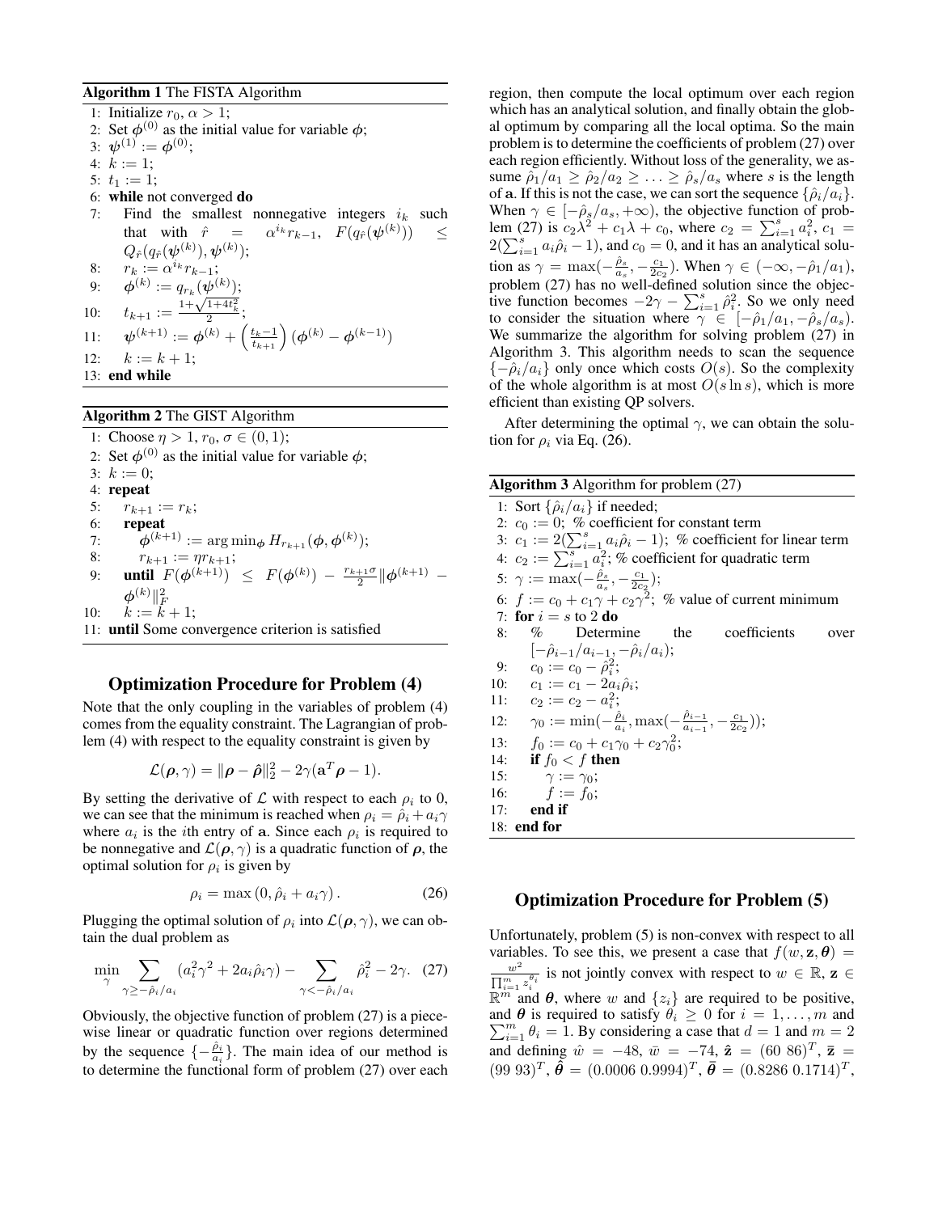**Algorithm 1** The FISTA Algorithm

1: Initialize $r_0, \alpha > 1$;
2: Set $\boldsymbol{\phi}^{(0)}$ as the initial value for variable $\boldsymbol{\phi}$;
3: $\boldsymbol{\psi}^{(1)} := \boldsymbol{\phi}^{(0)}$;
4: $k := 1$;
5: $t_1 := 1$;
6: **while** not converged **do**
7: Find the smallest nonnegative integers $i_k$ such that with $\hat{r} = \alpha^{i_k} r_{k-1}$, $F(q_{\hat{r}}(\boldsymbol{\psi}^{(k)})) \leq Q_{\hat{r}}(q_{\hat{r}}(\boldsymbol{\psi}^{(k)}), \boldsymbol{\psi}^{(k)})$;
8: $r_k := \alpha^{i_k} r_{k-1}$;
9: $\boldsymbol{\phi}^{(k)} := q_{r_k}(\boldsymbol{\psi}^{(k)})$;
10: $t_{k+1} := \frac{1+\sqrt{1+4t_k^2}}{2}$;
11: $\boldsymbol{\psi}^{(k+1)} := \boldsymbol{\phi}^{(k)} + \left(\frac{t_k - 1}{t_{k+1}}\right)(\boldsymbol{\phi}^{(k)} - \boldsymbol{\phi}^{(k-1)})$
12: $k := k + 1$;
13: **end while**

**Algorithm 2** The GIST Algorithm

1: Choose $\eta > 1$, $r_0$, $\sigma \in (0, 1)$;
2: Set $\boldsymbol{\phi}^{(0)}$ as the initial value for variable $\boldsymbol{\phi}$;
3: $k := 0$;
4: **repeat**
5: $r_{k+1} := r_k$;
6: **repeat**
7: $\boldsymbol{\phi}^{(k+1)} := \arg\min_{\boldsymbol{\phi}} H_{r_{k+1}}(\boldsymbol{\phi}, \boldsymbol{\phi}^{(k)})$;
8: $r_{k+1} := \eta r_{k+1}$;
9: **until** $F(\boldsymbol{\phi}^{(k+1)}) \leq F(\boldsymbol{\phi}^{(k)}) - \frac{r_{k+1}\sigma}{2}\|\boldsymbol{\phi}^{(k+1)} - \boldsymbol{\phi}^{(k)}\|_F^2$
10: $k := k + 1$;
11: **until** Some convergence criterion is satisfied

## Optimization Procedure for Problem (4)

Note that the only coupling in the variables of problem (4) comes from the equality constraint. The Lagrangian of problem (4) with respect to the equality constraint is given by

$$\mathcal{L}(\boldsymbol{\rho}, \gamma) = \|\boldsymbol{\rho} - \hat{\boldsymbol{\rho}}\|_2^2 - 2\gamma(\mathbf{a}^T\boldsymbol{\rho} - 1).$$

By setting the derivative of $\mathcal{L}$ with respect to each $\rho_i$ to 0, we can see that the minimum is reached when $\rho_i = \hat{\rho}_i + a_i\gamma$ where $a_i$ is the $i$th entry of $\mathbf{a}$. Since each $\rho_i$ is required to be nonnegative and $\mathcal{L}(\boldsymbol{\rho}, \gamma)$ is a quadratic function of $\boldsymbol{\rho}$, the optimal solution for $\rho_i$ is given by

$$\rho_i = \max\left(0, \hat{\rho}_i + a_i\gamma\right). \tag{26}$$

Plugging the optimal solution of $\rho_i$ into $\mathcal{L}(\boldsymbol{\rho}, \gamma)$, we can obtain the dual problem as

$$\min_{\gamma} \sum_{\gamma \geq -\hat{\rho}_i/a_i} (a_i^2\gamma^2 + 2a_i\hat{\rho}_i\gamma) - \sum_{\gamma < -\hat{\rho}_i/a_i} \hat{\rho}_i^2 - 2\gamma. \tag{27}$$

Obviously, the objective function of problem (27) is a piecewise linear or quadratic function over regions determined by the sequence $\{-\frac{\hat{\rho}_i}{a_i}\}$. The main idea of our method is to determine the functional form of problem (27) over each region, then compute the local optimum over each region which has an analytical solution, and finally obtain the global optimum by comparing all the local optima. So the main problem is to determine the coefficients of problem (27) over each region efficiently. Without loss of the generality, we assume $\hat{\rho}_1/a_1 \geq \hat{\rho}_2/a_2 \geq \ldots \geq \hat{\rho}_s/a_s$ where $s$ is the length of $\mathbf{a}$. If this is not the case, we can sort the sequence $\{\hat{\rho}_i/a_i\}$. When $\gamma \in [-\hat{\rho}_s/a_s, +\infty)$, the objective function of problem (27) is $c_2\lambda^2 + c_1\lambda + c_0$, where $c_2 = \sum_{i=1}^s a_i^2$, $c_1 = 2(\sum_{i=1}^s a_i\hat{\rho}_i - 1)$, and $c_0 = 0$, and it has an analytical solution as $\gamma = \max(-\frac{\hat{\rho}_s}{a_s}, -\frac{c_1}{2c_2})$. When $\gamma \in (-\infty, -\hat{\rho}_1/a_1)$, problem (27) has no well-defined solution since the objective function becomes $-2\gamma - \sum_{i=1}^s \hat{\rho}_i^2$. So we only need to consider the situation where $\gamma \in [-\hat{\rho}_1/a_1, -\hat{\rho}_s/a_s)$. We summarize the algorithm for solving problem (27) in Algorithm 3. This algorithm needs to scan the sequence $\{-\hat{\rho}_i/a_i\}$ only once which costs $O(s)$. So the complexity of the whole algorithm is at most $O(s \ln s)$, which is more efficient than existing QP solvers.

After determining the optimal $\gamma$, we can obtain the solution for $\rho_i$ via Eq. (26).

**Algorithm 3** Algorithm for problem (27)

1: Sort $\{\hat{\rho}_i/a_i\}$ if needed;
2: $c_0 := 0$; % coefficient for constant term
3: $c_1 := 2(\sum_{i=1}^s a_i\hat{\rho}_i - 1)$; % coefficient for linear term
4: $c_2 := \sum_{i=1}^s a_i^2$; % coefficient for quadratic term
5: $\gamma := \max(-\frac{\hat{\rho}_s}{a_s}, -\frac{c_1}{2c_2})$;
6: $f := c_0 + c_1\gamma + c_2\gamma^2$; % value of current minimum
7: **for** $i = s$ to 2 **do**
8: % Determine the coefficients over $[-\hat{\rho}_{i-1}/a_{i-1}, -\hat{\rho}_i/a_i)$;
9: $c_0 := c_0 - \hat{\rho}_i^2$;
10: $c_1 := c_1 - 2a_i\hat{\rho}_i$;
11: $c_2 := c_2 - a_i^2$;
12: $\gamma_0 := \min(-\frac{\hat{\rho}_i}{a_i}, \max(-\frac{\hat{\rho}_{i-1}}{a_{i-1}}, -\frac{c_1}{2c_2}))$;
13: $f_0 := c_0 + c_1\gamma_0 + c_2\gamma_0^2$;
14: **if** $f_0 < f$ **then**
15: $\gamma := \gamma_0$;
16: $f := f_0$;
17: **end if**
18: **end for**

## Optimization Procedure for Problem (5)

Unfortunately, problem (5) is non-convex with respect to all variables. To see this, we present a case that $f(w, \mathbf{z}, \boldsymbol{\theta}) = \frac{w^2}{\prod_{i=1}^m z_i^{\theta_i}}$ is not jointly convex with respect to $w \in \mathbb{R}$, $\mathbf{z} \in \mathbb{R}^m$ and $\boldsymbol{\theta}$, where $w$ and $\{z_i\}$ are required to be positive, and $\boldsymbol{\theta}$ is required to satisfy $\theta_i \geq 0$ for $i = 1, \ldots, m$ and $\sum_{i=1}^m \theta_i = 1$. By considering a case that $d = 1$ and $m = 2$ and defining $\hat{w} = -48$, $\bar{w} = -74$, $\hat{\mathbf{z}} = (60\ 86)^T$, $\bar{\mathbf{z}} = (99\ 93)^T$, $\hat{\boldsymbol{\theta}} = (0.0006\ 0.9994)^T$, $\bar{\boldsymbol{\theta}} = (0.8286\ 0.1714)^T$,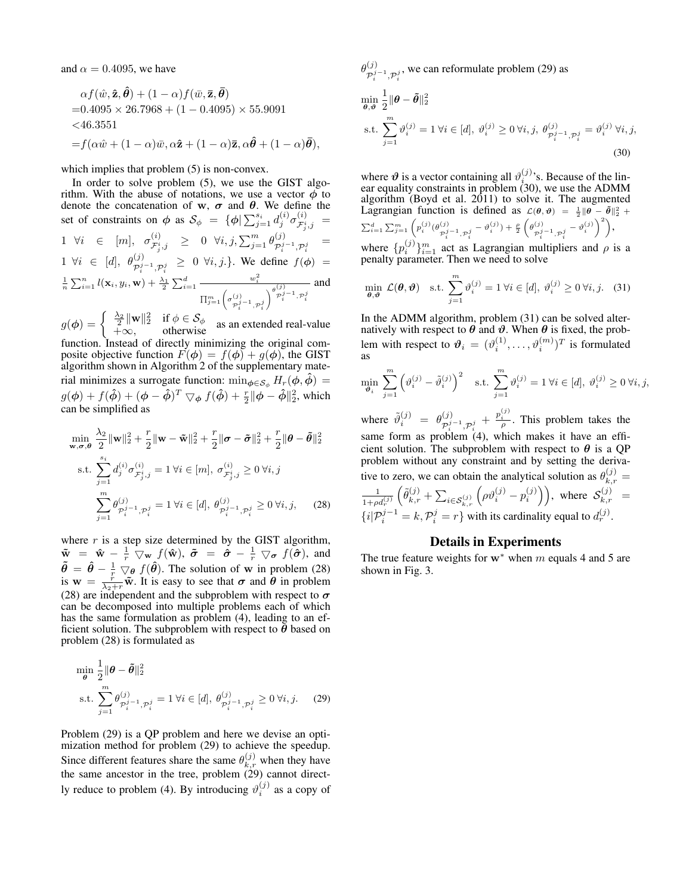and $\alpha = 0.4095$, we have

$$
\begin{aligned}
&\alpha f(\hat{w}, \hat{\mathbf{z}}, \hat{\boldsymbol{\theta}}) + (1-\alpha) f(\bar{w}, \bar{\mathbf{z}}, \bar{\boldsymbol{\theta}}) \\
=&0.4095 \times 26.7968 + (1 - 0.4095) \times 55.9091 \\
<&46.3551 \\
=&f(\alpha\hat{w} + (1-\alpha)\bar{w}, \alpha\hat{\mathbf{z}} + (1-\alpha)\bar{\mathbf{z}}, \alpha\hat{\boldsymbol{\theta}} + (1-\alpha)\bar{\boldsymbol{\theta}}),
\end{aligned}
$$

which implies that problem (5) is non-convex.

In order to solve problem (5), we use the GIST algorithm. With the abuse of notations, we use a vector $\boldsymbol{\phi}$ to denote the concatenation of $\mathbf{w}$, $\boldsymbol{\sigma}$ and $\boldsymbol{\theta}$. We define the set of constraints on $\boldsymbol{\phi}$ as $\mathcal{S}_\phi = \{\boldsymbol{\phi} | \sum_{j=1}^{s_i} d_j^{(i)} \sigma_{\mathcal{F}_j^i, j}^{(i)} = 1 \ \forall i \in [m], \ \sigma_{\mathcal{F}_j^i, j}^{(i)} \geq 0 \ \forall i, j, \sum_{j=1}^{m} \theta_{\mathcal{P}_i^{j-1}, \mathcal{P}_i^j}^{(j)} = 1 \ \forall i \in [d], \ \theta_{\mathcal{P}_i^{j-1}, \mathcal{P}_i^j}^{(j)} \geq 0 \ \forall i, j.\}$. We define $f(\boldsymbol{\phi}) = \frac{1}{n} \sum_{i=1}^{n} l(\mathbf{x}_i, y_i, \mathbf{w}) + \frac{\lambda_1}{2} \sum_{i=1}^{d} \frac{w_i^2}{\prod_{j=1}^{m} \left( \sigma_{\mathcal{P}_i^{j-1}, \mathcal{P}_i^j}^{(j)} \right)^{\theta_{\mathcal{P}_i^{j-1}, \mathcal{P}_i^j}^{(j)}}}$ and $g(\boldsymbol{\phi}) = \begin{cases} \frac{\lambda_2}{2} \|\mathbf{w}\|_2^2 & \text{if } \phi \in \mathcal{S}_\phi \\ +\infty, & \text{otherwise} \end{cases}$ as an extended real-value function. Instead of directly minimizing the original composite objective function $F(\boldsymbol{\phi}) = f(\boldsymbol{\phi}) + g(\boldsymbol{\phi})$, the GIST algorithm shown in Algorithm 2 of the supplementary material minimizes a surrogate function: $\min_{\boldsymbol{\phi} \in \mathcal{S}_\phi} H_r(\boldsymbol{\phi}, \hat{\boldsymbol{\phi}}) = g(\boldsymbol{\phi}) + f(\hat{\boldsymbol{\phi}}) + (\boldsymbol{\phi} - \hat{\boldsymbol{\phi}})^T \bigtriangledown_{\boldsymbol{\phi}} f(\hat{\boldsymbol{\phi}}) + \frac{r}{2} \|\boldsymbol{\phi} - \hat{\boldsymbol{\phi}}\|_2^2$, which can be simplified as

$$
\begin{aligned}
\min_{\mathbf{w}, \boldsymbol{\sigma}, \boldsymbol{\theta}} \ & \frac{\lambda_2}{2} \|\mathbf{w}\|_2^2 + \frac{r}{2} \|\mathbf{w} - \tilde{\mathbf{w}}\|_2^2 + \frac{r}{2} \|\boldsymbol{\sigma} - \tilde{\boldsymbol{\sigma}}\|_2^2 + \frac{r}{2} \|\boldsymbol{\theta} - \tilde{\boldsymbol{\theta}}\|_2^2 \\
\text{s.t.} \ & \sum_{j=1}^{s_i} d_j^{(i)} \sigma_{\mathcal{F}_j^i, j}^{(i)} = 1 \ \forall i \in [m], \ \sigma_{\mathcal{F}_j^i, j}^{(i)} \geq 0 \ \forall i, j \\
& \sum_{j=1}^{m} \theta_{\mathcal{P}_i^{j-1}, \mathcal{P}_i^j}^{(j)} = 1 \ \forall i \in [d], \ \theta_{\mathcal{P}_i^{j-1}, \mathcal{P}_i^j}^{(j)} \geq 0 \ \forall i, j, \qquad (28)
\end{aligned}
$$

where $r$ is a step size determined by the GIST algorithm, $\tilde{\mathbf{w}} = \hat{\mathbf{w}} - \frac{1}{r} \bigtriangledown_{\mathbf{w}} f(\hat{\mathbf{w}})$, $\tilde{\boldsymbol{\sigma}} = \hat{\boldsymbol{\sigma}} - \frac{1}{r} \bigtriangledown_{\boldsymbol{\sigma}} f(\hat{\boldsymbol{\sigma}})$, and $\tilde{\boldsymbol{\theta}} = \hat{\boldsymbol{\theta}} - \frac{1}{r} \bigtriangledown_{\boldsymbol{\theta}} f(\hat{\boldsymbol{\theta}})$. The solution of $\mathbf{w}$ in problem (28) is $\mathbf{w} = \frac{r}{\lambda_2 + r} \tilde{\mathbf{w}}$. It is easy to see that $\boldsymbol{\sigma}$ and $\boldsymbol{\theta}$ in problem (28) are independent and the subproblem with respect to $\boldsymbol{\sigma}$ can be decomposed into multiple problems each of which has the same formulation as problem (4), leading to an efficient solution. The subproblem with respect to $\boldsymbol{\theta}$ based on problem (28) is formulated as

$$
\begin{aligned}
\min_{\boldsymbol{\theta}} \ & \frac{1}{2} \|\boldsymbol{\theta} - \tilde{\boldsymbol{\theta}}\|_2^2 \\
\text{s.t.} \ & \sum_{j=1}^{m} \theta_{\mathcal{P}_i^{j-1}, \mathcal{P}_i^j}^{(j)} = 1 \ \forall i \in [d], \ \theta_{\mathcal{P}_i^{j-1}, \mathcal{P}_i^j}^{(j)} \geq 0 \ \forall i, j. \qquad (29)
\end{aligned}
$$

Problem (29) is a QP problem and here we devise an optimization method for problem (29) to achieve the speedup. Since different features share the same $\theta_{k,r}^{(j)}$ when they have the same ancestor in the tree, problem (29) cannot directly reduce to problem (4). By introducing $\vartheta_i^{(j)}$ as a copy of $\theta_{\mathcal{P}_i^{j-1}, \mathcal{P}_i^j}^{(j)}$, we can reformulate problem (29) as

$$
\begin{aligned}
\min_{\boldsymbol{\theta}, \boldsymbol{\vartheta}} \ & \frac{1}{2} \|\boldsymbol{\theta} - \tilde{\boldsymbol{\theta}}\|_2^2 \\
\text{s.t.} \ & \sum_{j=1}^{m} \vartheta_i^{(j)} = 1 \ \forall i \in [d], \ \vartheta_i^{(j)} \geq 0 \ \forall i, j, \ \theta_{\mathcal{P}_i^{j-1}, \mathcal{P}_i^j}^{(j)} = \vartheta_i^{(j)} \ \forall i, j, \qquad (30)
\end{aligned}
$$

where $\boldsymbol{\vartheta}$ is a vector containing all $\vartheta_i^{(j)}$'s. Because of the linear equality constraints in problem (30), we use the ADMM algorithm (Boyd et al. 2011) to solve it. The augmented Lagrangian function is defined as $\mathcal{L}(\boldsymbol{\theta}, \boldsymbol{\vartheta}) = \frac{1}{2} \|\boldsymbol{\theta} - \tilde{\boldsymbol{\theta}}\|_2^2 + \sum_{i=1}^{d} \sum_{j=1}^{m} \left( p_i^{(j)} (\theta_{\mathcal{P}_i^{j-1}, \mathcal{P}_i^j}^{(j)} - \vartheta_i^{(j)}) + \frac{\rho}{2} \left( \theta_{\mathcal{P}_i^{j-1}, \mathcal{P}_i^j}^{(j)} - \vartheta_i^{(j)} \right)^2 \right)$, where $\{p_i^{(j)}\}_{i=1}^{m}$ act as Lagrangian multipliers and $\rho$ is a penalty parameter. Then we need to solve

$$
\min_{\boldsymbol{\theta}, \boldsymbol{\vartheta}} \ \mathcal{L}(\boldsymbol{\theta}, \boldsymbol{\vartheta}) \quad \text{s.t.} \ \sum_{j=1}^{m} \vartheta_i^{(j)} = 1 \ \forall i \in [d], \ \vartheta_i^{(j)} \geq 0 \ \forall i, j. \qquad (31)
$$

In the ADMM algorithm, problem (31) can be solved alternatively with respect to $\boldsymbol{\theta}$ and $\boldsymbol{\vartheta}$. When $\boldsymbol{\theta}$ is fixed, the problem with respect to $\boldsymbol{\vartheta}_i = (\vartheta_i^{(1)}, \ldots, \vartheta_i^{(m)})^T$ is formulated as

$$
\min_{\boldsymbol{\vartheta}_i} \ \sum_{j=1}^{m} \left( \vartheta_i^{(j)} - \tilde{\vartheta}_i^{(j)} \right)^2 \quad \text{s.t.} \ \sum_{j=1}^{m} \vartheta_i^{(j)} = 1 \ \forall i \in [d], \ \vartheta_i^{(j)} \geq 0 \ \forall i, j,
$$

where $\tilde{\vartheta}_i^{(j)} = \theta_{\mathcal{P}_i^{j-1}, \mathcal{P}_i^j}^{(j)} + \frac{p_i^{(j)}}{\rho}$. This problem takes the same form as problem (4), which makes it have an efficient solution. The subproblem with respect to $\boldsymbol{\theta}$ is a QP problem without any constraint and by setting the derivative to zero, we can obtain the analytical solution as $\theta_{k,r}^{(j)} = \frac{1}{1 + \rho d_r^{(j)}} \left( \tilde{\theta}_{k,r}^{(j)} + \sum_{i \in \mathcal{S}_{k,r}^{(j)}} \left( \rho \vartheta_i^{(j)} - p_i^{(j)} \right) \right)$, where $\mathcal{S}_{k,r}^{(j)} = \{ i | \mathcal{P}_i^{j-1} = k, \mathcal{P}_i^j = r \}$ with its cardinality equal to $d_r^{(j)}$.

## Details in Experiments

The true feature weights for $\mathbf{w}^*$ when $m$ equals 4 and 5 are shown in Fig. 3.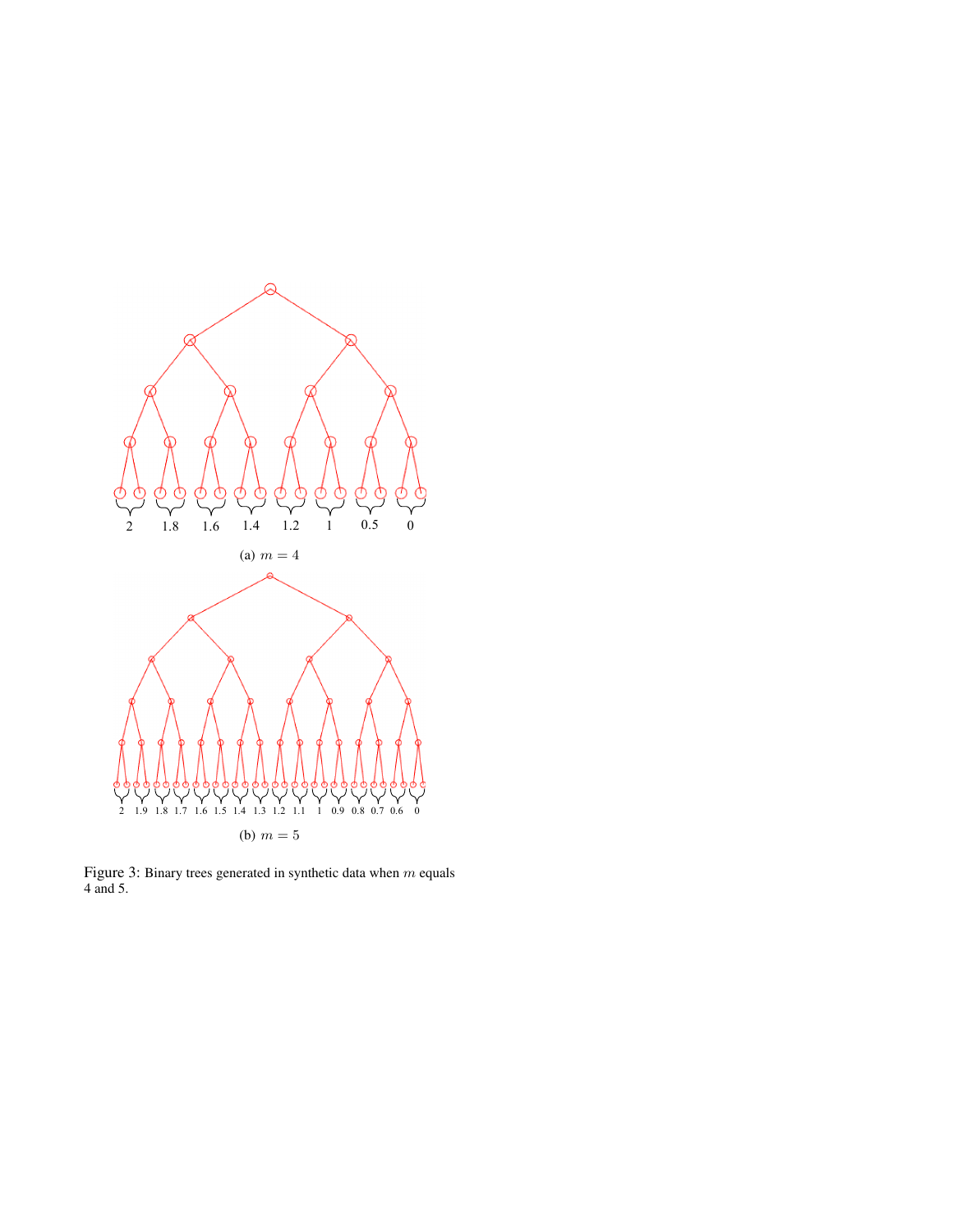2 1.8 1.6 1.4 1.2 1 0.5 0

(a) $m = 4$

2 1.9 1.8 1.7 1.6 1.5 1.4 1.3 1.2 1.1 1 0.9 0.8 0.7 0.6 0

(b) $m = 5$

Figure 3: Binary trees generated in synthetic data when $m$ equals 4 and 5.